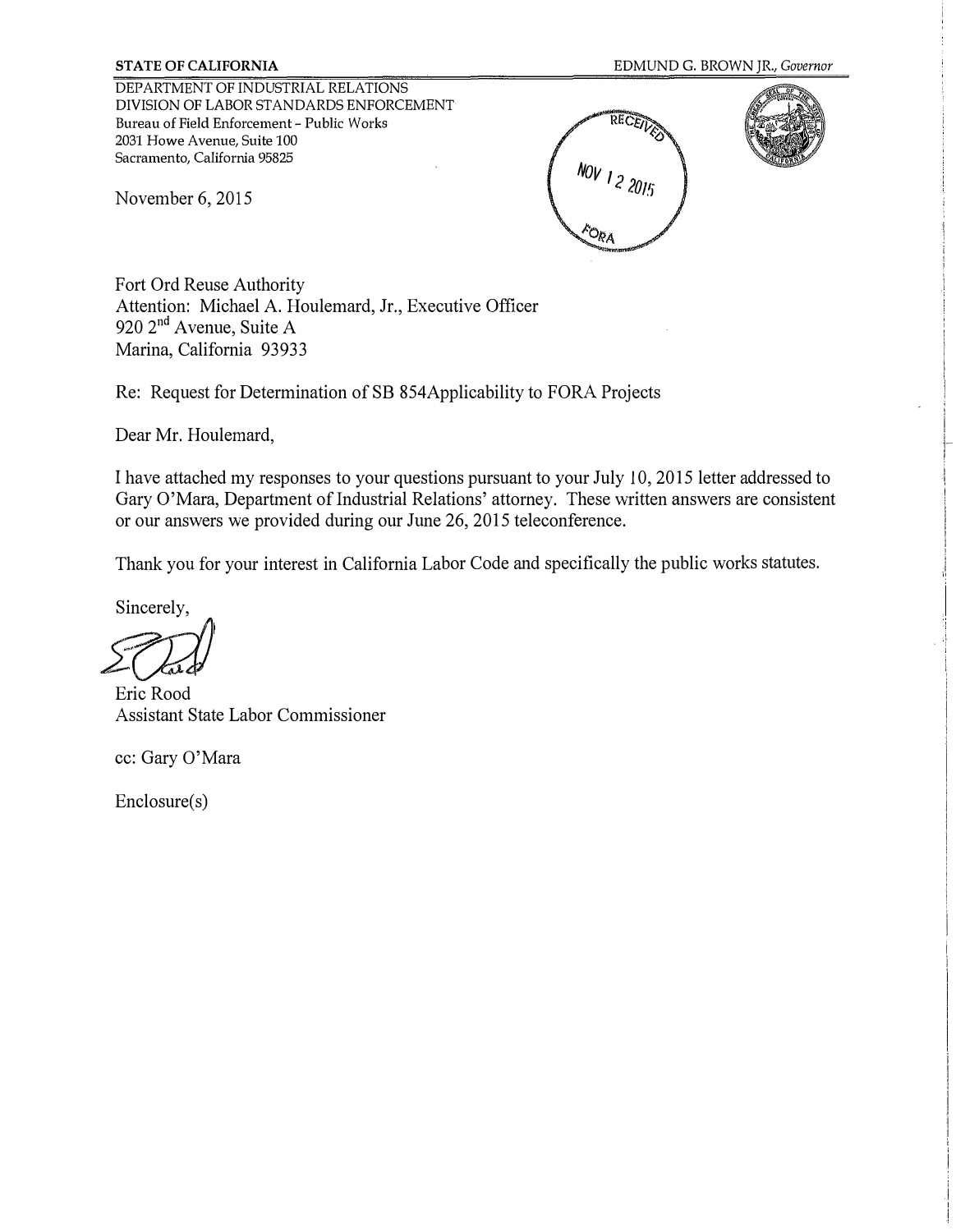**STATE OF CALIFORNIA** EDMUND G. BROWN JR., *Governor*

DEPARTMENT OF INDUSTRIAL RELATIONS
DIVISION OF LABOR STANDARDS ENFORCEMENT
Bureau of Field Enforcement - Public Works
2031 Howe Avenue, Suite 100
Sacramento, California 95825

RECEIVED
NOV 12 2015
FORA

November 6, 2015

Fort Ord Reuse Authority
Attention: Michael A. Houlemard, Jr., Executive Officer
920 2nd Avenue, Suite A
Marina, California 93933

Re: Request for Determination of SB 854Applicability to FORA Projects

Dear Mr. Houlemard,

I have attached my responses to your questions pursuant to your July 10, 2015 letter addressed to Gary O'Mara, Department of Industrial Relations' attorney. These written answers are consistent or our answers we provided during our June 26, 2015 teleconference.

Thank you for your interest in California Labor Code and specifically the public works statutes.

Sincerely,

Eric Rood
Assistant State Labor Commissioner

cc: Gary O'Mara

Enclosure(s)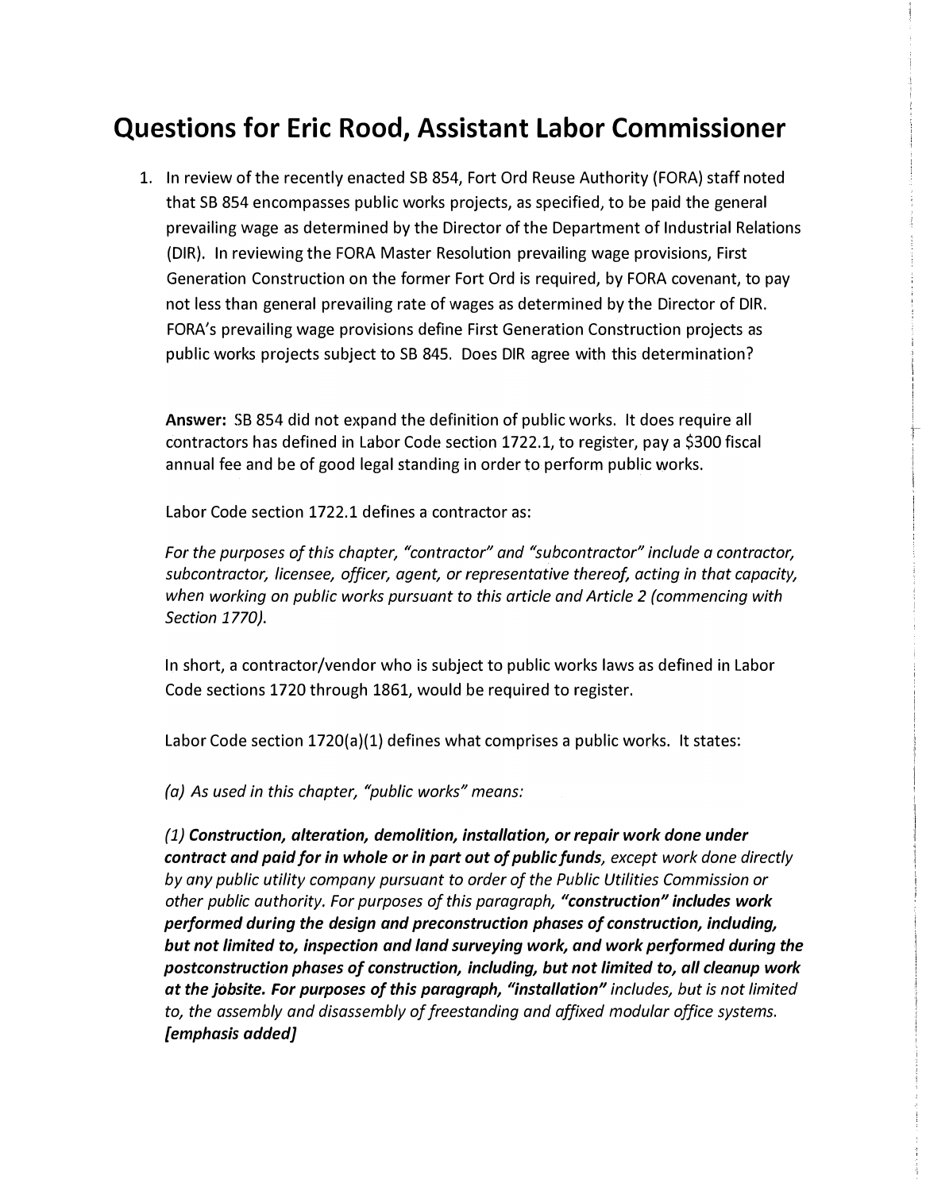# Questions for Eric Rood, Assistant Labor Commissioner

1. In review of the recently enacted SB 854, Fort Ord Reuse Authority (FORA) staff noted that SB 854 encompasses public works projects, as specified, to be paid the general prevailing wage as determined by the Director of the Department of Industrial Relations (DIR). In reviewing the FORA Master Resolution prevailing wage provisions, First Generation Construction on the former Fort Ord is required, by FORA covenant, to pay not less than general prevailing rate of wages as determined by the Director of DIR. FORA's prevailing wage provisions define First Generation Construction projects as public works projects subject to SB 845. Does DIR agree with this determination?

   **Answer:** SB 854 did not expand the definition of public works. It does require all contractors has defined in Labor Code section 1722.1, to register, pay a $300 fiscal annual fee and be of good legal standing in order to perform public works.

   Labor Code section 1722.1 defines a contractor as:

   *For the purposes of this chapter, "contractor" and "subcontractor" include a contractor, subcontractor, licensee, officer, agent, or representative thereof, acting in that capacity, when working on public works pursuant to this article and Article 2 (commencing with Section 1770).*

   In short, a contractor/vendor who is subject to public works laws as defined in Labor Code sections 1720 through 1861, would be required to register.

   Labor Code section 1720(a)(1) defines what comprises a public works. It states:

   *(a) As used in this chapter, "public works" means:*

   ***(1) Construction, alteration, demolition, installation, or repair work done under contract and paid for in whole or in part out of public funds**, except work done directly by any public utility company pursuant to order of the Public Utilities Commission or other public authority. For purposes of this paragraph, **"construction" includes work performed during the design and preconstruction phases of construction, including, but not limited to, inspection and land surveying work, and work performed during the postconstruction phases of construction, including, but not limited to, all cleanup work at the jobsite. For purposes of this paragraph, "installation"** includes, but is not limited to, the assembly and disassembly of freestanding and affixed modular office systems. **[emphasis added]***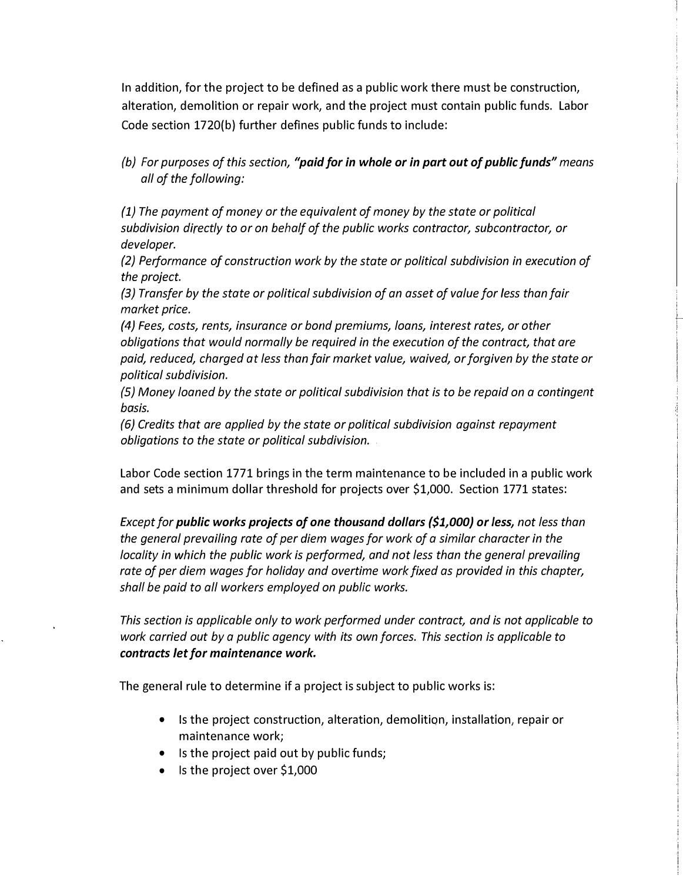In addition, for the project to be defined as a public work there must be construction, alteration, demolition or repair work, and the project must contain public funds. Labor Code section 1720(b) further defines public funds to include:

*(b) For purposes of this section,* ***"paid for in whole or in part out of public funds"*** *means all of the following:*

*(1) The payment of money or the equivalent of money by the state or political subdivision directly to or on behalf of the public works contractor, subcontractor, or developer.*
*(2) Performance of construction work by the state or political subdivision in execution of the project.*
*(3) Transfer by the state or political subdivision of an asset of value for less than fair market price.*
*(4) Fees, costs, rents, insurance or bond premiums, loans, interest rates, or other obligations that would normally be required in the execution of the contract, that are paid, reduced, charged at less than fair market value, waived, or forgiven by the state or political subdivision.*
*(5) Money loaned by the state or political subdivision that is to be repaid on a contingent basis.*
*(6) Credits that are applied by the state or political subdivision against repayment obligations to the state or political subdivision.*

Labor Code section 1771 brings in the term maintenance to be included in a public work and sets a minimum dollar threshold for projects over $1,000. Section 1771 states:

*Except for* ***public works projects of one thousand dollars ($1,000) or less,*** *not less than the general prevailing rate of per diem wages for work of a similar character in the locality in which the public work is performed, and not less than the general prevailing rate of per diem wages for holiday and overtime work fixed as provided in this chapter, shall be paid to all workers employed on public works.*

*This section is applicable only to work performed under contract, and is not applicable to work carried out by a public agency with its own forces. This section is applicable to* ***contracts let for maintenance work.***

The general rule to determine if a project is subject to public works is:

- Is the project construction, alteration, demolition, installation, repair or maintenance work;
- Is the project paid out by public funds;
- Is the project over $1,000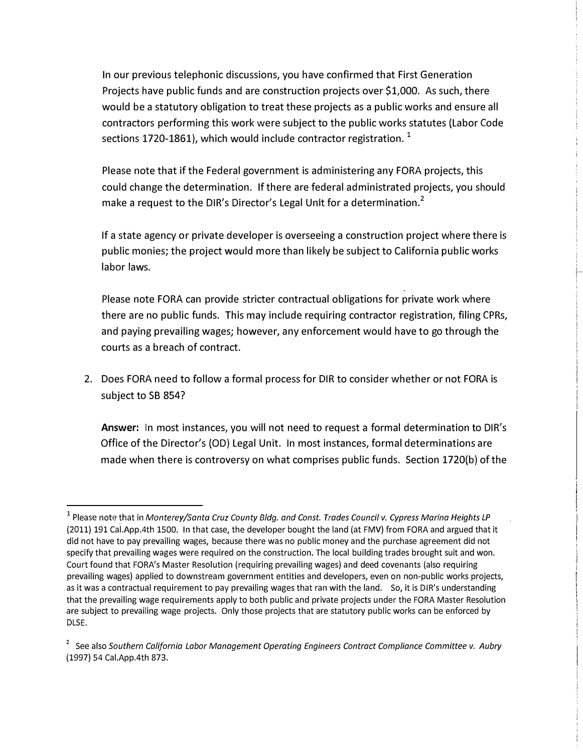In our previous telephonic discussions, you have confirmed that First Generation Projects have public funds and are construction projects over $1,000. As such, there would be a statutory obligation to treat these projects as a public works and ensure all contractors performing this work were subject to the public works statutes (Labor Code sections 1720-1861), which would include contractor registration. [1]

Please note that if the Federal government is administering any FORA projects, this could change the determination. If there are federal administrated projects, you should make a request to the DIR's Director's Legal Unit for a determination.[2]

If a state agency or private developer is overseeing a construction project where there is public monies; the project would more than likely be subject to California public works labor laws.

Please note FORA can provide stricter contractual obligations for private work where there are no public funds. This may include requiring contractor registration, filing CPRs, and paying prevailing wages; however, any enforcement would have to go through the courts as a breach of contract.

2. Does FORA need to follow a formal process for DIR to consider whether or not FORA is subject to SB 854?

   **Answer:** In most instances, you will not need to request a formal determination to DIR's Office of the Director's (OD) Legal Unit. In most instances, formal determinations are made when there is controversy on what comprises public funds. Section 1720(b) of the

---

[1] Please note that in *Monterey/Santa Cruz County Bldg. and Const. Trades Council v. Cypress Marina Heights LP* (2011) 191 Cal.App.4th 1500. In that case, the developer bought the land (at FMV) from FORA and argued that it did not have to pay prevailing wages, because there was no public money and the purchase agreement did not specify that prevailing wages were required on the construction. The local building trades brought suit and won. Court found that FORA's Master Resolution (requiring prevailing wages) and deed covenants (also requiring prevailing wages) applied to downstream government entities and developers, even on non-public works projects, as it was a contractual requirement to pay prevailing wages that ran with the land. So, it is DIR's understanding that the prevailing wage requirements apply to both public and private projects under the FORA Master Resolution are subject to prevailing wage projects. Only those projects that are statutory public works can be enforced by DLSE.

[2] See also *Southern California Labor Management Operating Engineers Contract Compliance Committee v. Aubry* (1997) 54 Cal.App.4th 873.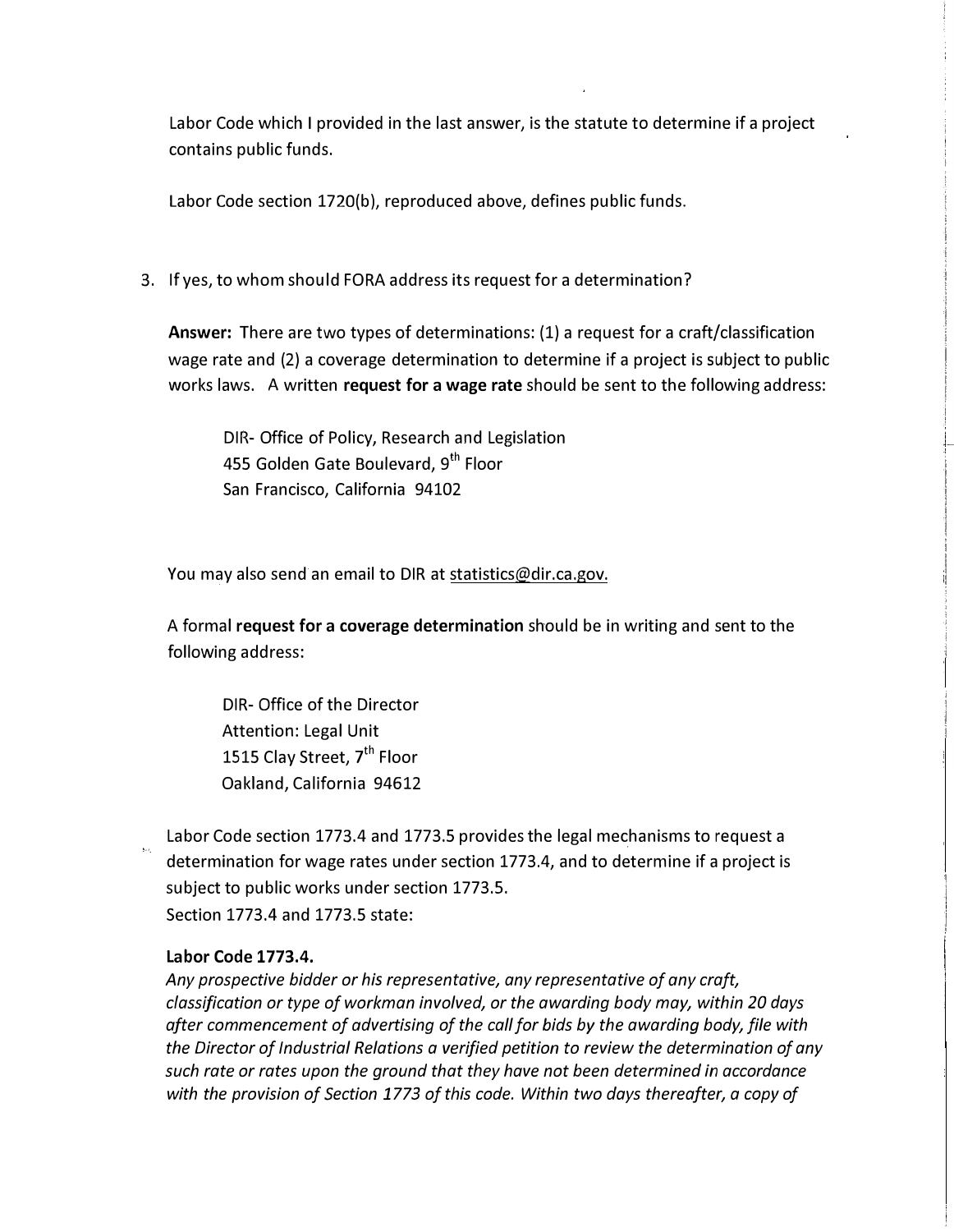Labor Code which I provided in the last answer, is the statute to determine if a project contains public funds.

Labor Code section 1720(b), reproduced above, defines public funds.

3. If yes, to whom should FORA address its request for a determination?

   **Answer:** There are two types of determinations: (1) a request for a craft/classification wage rate and (2) a coverage determination to determine if a project is subject to public works laws. A written **request for a wage rate** should be sent to the following address:

   > DIR- Office of Policy, Research and Legislation
   > 455 Golden Gate Boulevard, 9th Floor
   > San Francisco, California 94102

   You may also send an email to DIR at statistics@dir.ca.gov.

   A formal **request for a coverage determination** should be in writing and sent to the following address:

   > DIR- Office of the Director
   > Attention: Legal Unit
   > 1515 Clay Street, 7th Floor
   > Oakland, California 94612

   Labor Code section 1773.4 and 1773.5 provides the legal mechanisms to request a determination for wage rates under section 1773.4, and to determine if a project is subject to public works under section 1773.5.
   Section 1773.4 and 1773.5 state:

   **Labor Code 1773.4.**
   *Any prospective bidder or his representative, any representative of any craft, classification or type of workman involved, or the awarding body may, within 20 days after commencement of advertising of the call for bids by the awarding body, file with the Director of Industrial Relations a verified petition to review the determination of any such rate or rates upon the ground that they have not been determined in accordance with the provision of Section 1773 of this code. Within two days thereafter, a copy of*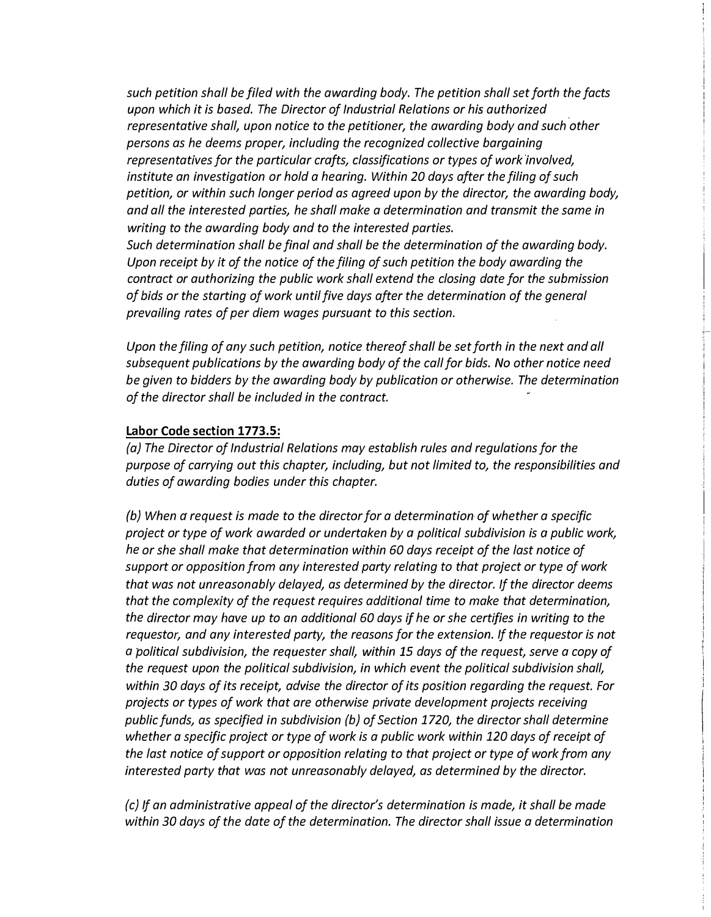*such petition shall be filed with the awarding body. The petition shall set forth the facts upon which it is based. The Director of Industrial Relations or his authorized representative shall, upon notice to the petitioner, the awarding body and such other persons as he deems proper, including the recognized collective bargaining representatives for the particular crafts, classifications or types of work involved, institute an investigation or hold a hearing. Within 20 days after the filing of such petition, or within such longer period as agreed upon by the director, the awarding body, and all the interested parties, he shall make a determination and transmit the same in writing to the awarding body and to the interested parties.*
*Such determination shall be final and shall be the determination of the awarding body. Upon receipt by it of the notice of the filing of such petition the body awarding the contract or authorizing the public work shall extend the closing date for the submission of bids or the starting of work until five days after the determination of the general prevailing rates of per diem wages pursuant to this section.*

*Upon the filing of any such petition, notice thereof shall be set forth in the next and all subsequent publications by the awarding body of the call for bids. No other notice need be given to bidders by the awarding body by publication or otherwise. The determination of the director shall be included in the contract.*

**Labor Code section 1773.5:**

*(a) The Director of Industrial Relations may establish rules and regulations for the purpose of carrying out this chapter, including, but not limited to, the responsibilities and duties of awarding bodies under this chapter.*

*(b) When a request is made to the director for a determination of whether a specific project or type of work awarded or undertaken by a political subdivision is a public work, he or she shall make that determination within 60 days receipt of the last notice of support or opposition from any interested party relating to that project or type of work that was not unreasonably delayed, as determined by the director. If the director deems that the complexity of the request requires additional time to make that determination, the director may have up to an additional 60 days if he or she certifies in writing to the requestor, and any interested party, the reasons for the extension. If the requestor is not a political subdivision, the requester shall, within 15 days of the request, serve a copy of the request upon the political subdivision, in which event the political subdivision shall, within 30 days of its receipt, advise the director of its position regarding the request. For projects or types of work that are otherwise private development projects receiving public funds, as specified in subdivision (b) of Section 1720, the director shall determine whether a specific project or type of work is a public work within 120 days of receipt of the last notice of support or opposition relating to that project or type of work from any interested party that was not unreasonably delayed, as determined by the director.*

*(c) If an administrative appeal of the director's determination is made, it shall be made within 30 days of the date of the determination. The director shall issue a determination*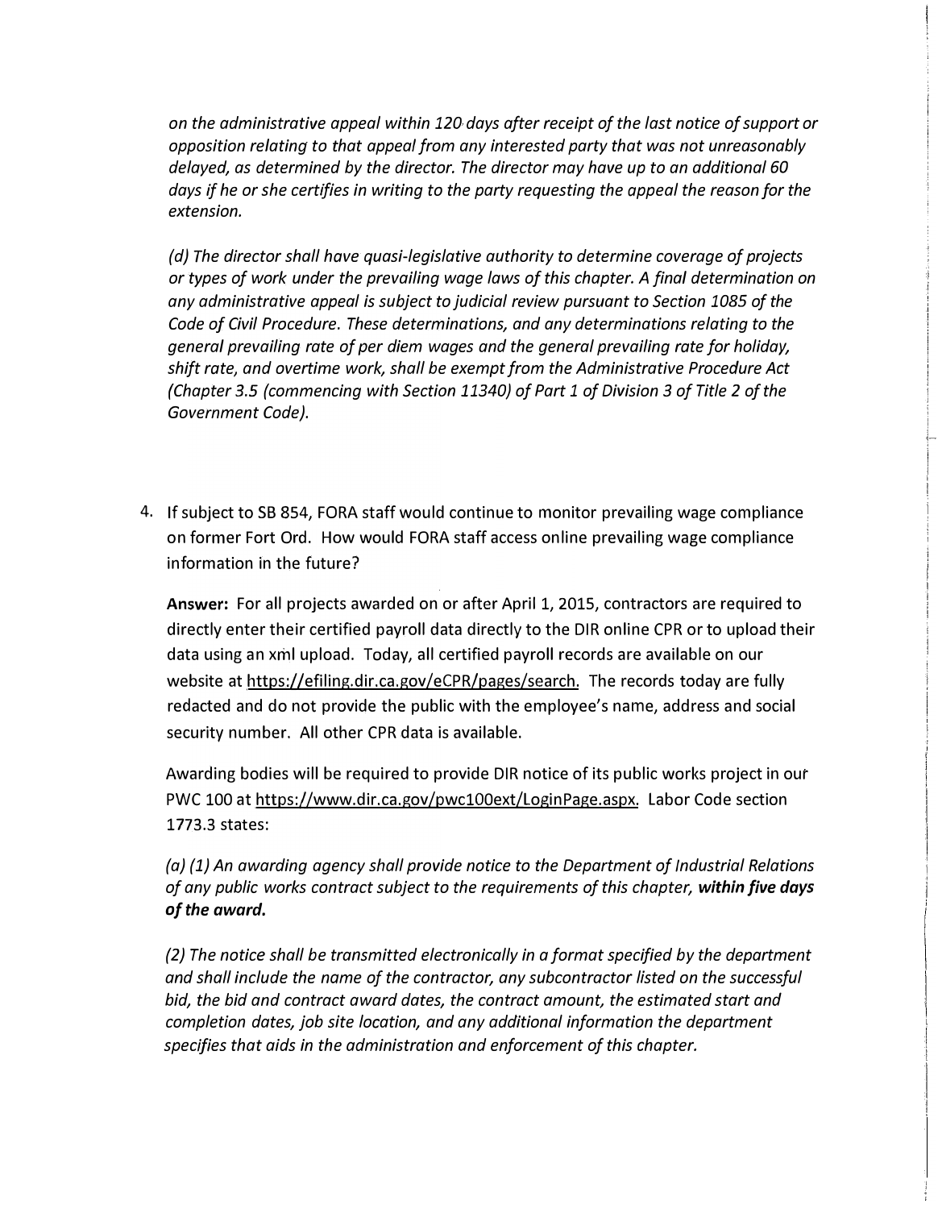*on the administrative appeal within 120 days after receipt of the last notice of support or opposition relating to that appeal from any interested party that was not unreasonably delayed, as determined by the director. The director may have up to an additional 60 days if he or she certifies in writing to the party requesting the appeal the reason for the extension.*

*(d) The director shall have quasi-legislative authority to determine coverage of projects or types of work under the prevailing wage laws of this chapter. A final determination on any administrative appeal is subject to judicial review pursuant to Section 1085 of the Code of Civil Procedure. These determinations, and any determinations relating to the general prevailing rate of per diem wages and the general prevailing rate for holiday, shift rate, and overtime work, shall be exempt from the Administrative Procedure Act (Chapter 3.5 (commencing with Section 11340) of Part 1 of Division 3 of Title 2 of the Government Code).*

4. If subject to SB 854, FORA staff would continue to monitor prevailing wage compliance on former Fort Ord. How would FORA staff access online prevailing wage compliance information in the future?

   **Answer:** For all projects awarded on or after April 1, 2015, contractors are required to directly enter their certified payroll data directly to the DIR online CPR or to upload their data using an xml upload. Today, all certified payroll records are available on our website at https://efiling.dir.ca.gov/eCPR/pages/search. The records today are fully redacted and do not provide the public with the employee's name, address and social security number. All other CPR data is available.

   Awarding bodies will be required to provide DIR notice of its public works project in our PWC 100 at https://www.dir.ca.gov/pwc100ext/LoginPage.aspx. Labor Code section 1773.3 states:

   *(a) (1) An awarding agency shall provide notice to the Department of Industrial Relations of any public works contract subject to the requirements of this chapter,* ***within five days of the award.***

   *(2) The notice shall be transmitted electronically in a format specified by the department and shall include the name of the contractor, any subcontractor listed on the successful bid, the bid and contract award dates, the contract amount, the estimated start and completion dates, job site location, and any additional information the department specifies that aids in the administration and enforcement of this chapter.*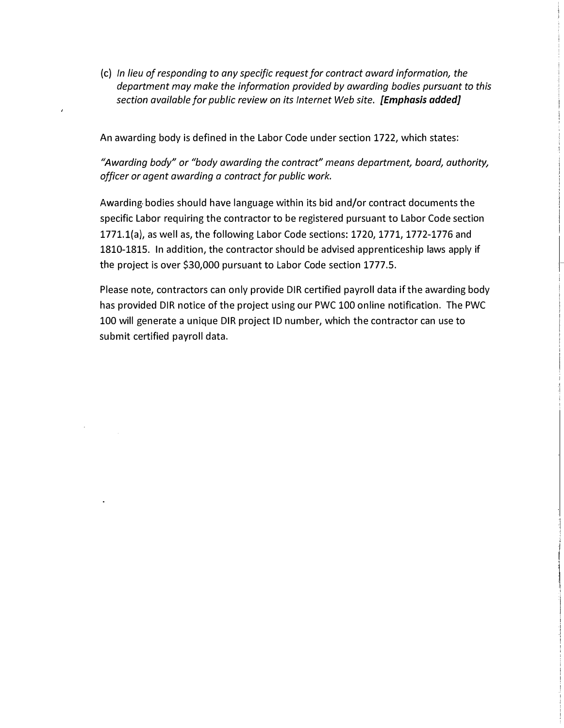(c) *In lieu of responding to any specific request for contract award information, the department may make the information provided by awarding bodies pursuant to this section available for public review on its Internet Web site.* ***[Emphasis added]***

An awarding body is defined in the Labor Code under section 1722, which states:

*"Awarding body" or "body awarding the contract" means department, board, authority, officer or agent awarding a contract for public work.*

Awarding bodies should have language within its bid and/or contract documents the specific Labor requiring the contractor to be registered pursuant to Labor Code section 1771.1(a), as well as, the following Labor Code sections: 1720, 1771, 1772-1776 and 1810-1815. In addition, the contractor should be advised apprenticeship laws apply if the project is over $30,000 pursuant to Labor Code section 1777.5.

Please note, contractors can only provide DIR certified payroll data if the awarding body has provided DIR notice of the project using our PWC 100 online notification. The PWC 100 will generate a unique DIR project ID number, which the contractor can use to submit certified payroll data.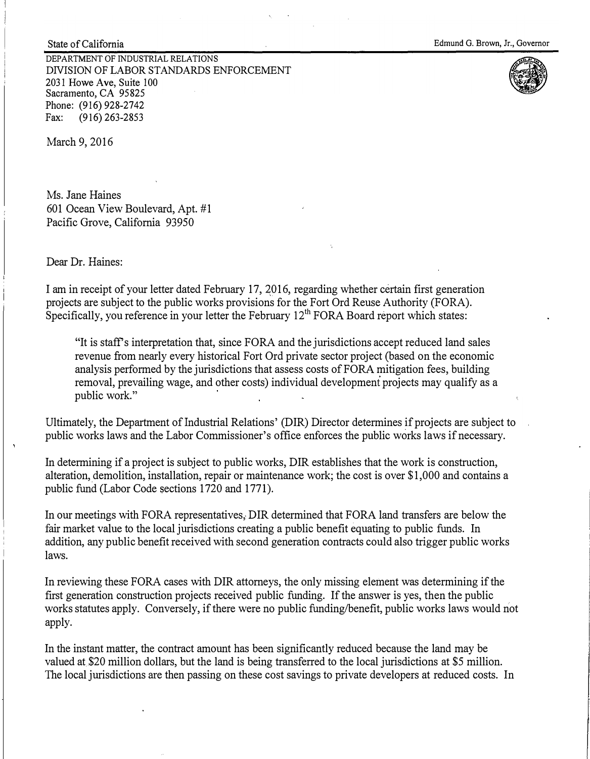State of California                                                                                                    Edmund G. Brown, Jr., Governor

DEPARTMENT OF INDUSTRIAL RELATIONS
DIVISION OF LABOR STANDARDS ENFORCEMENT
2031 Howe Ave, Suite 100
Sacramento, CA 95825
Phone: (916) 928-2742
Fax: (916) 263-2853

March 9, 2016

Ms. Jane Haines
601 Ocean View Boulevard, Apt. #1
Pacific Grove, California 93950

Dear Dr. Haines:

I am in receipt of your letter dated February 17, 2016, regarding whether certain first generation projects are subject to the public works provisions for the Fort Ord Reuse Authority (FORA). Specifically, you reference in your letter the February 12th FORA Board report which states:

> "It is staff's interpretation that, since FORA and the jurisdictions accept reduced land sales revenue from nearly every historical Fort Ord private sector project (based on the economic analysis performed by the jurisdictions that assess costs of FORA mitigation fees, building removal, prevailing wage, and other costs) individual development projects may qualify as a public work."

Ultimately, the Department of Industrial Relations' (DIR) Director determines if projects are subject to public works laws and the Labor Commissioner's office enforces the public works laws if necessary.

In determining if a project is subject to public works, DIR establishes that the work is construction, alteration, demolition, installation, repair or maintenance work; the cost is over $1,000 and contains a public fund (Labor Code sections 1720 and 1771).

In our meetings with FORA representatives, DIR determined that FORA land transfers are below the fair market value to the local jurisdictions creating a public benefit equating to public funds. In addition, any public benefit received with second generation contracts could also trigger public works laws.

In reviewing these FORA cases with DIR attorneys, the only missing element was determining if the first generation construction projects received public funding. If the answer is yes, then the public works statutes apply. Conversely, if there were no public funding/benefit, public works laws would not apply.

In the instant matter, the contract amount has been significantly reduced because the land may be valued at $20 million dollars, but the land is being transferred to the local jurisdictions at $5 million. The local jurisdictions are then passing on these cost savings to private developers at reduced costs. In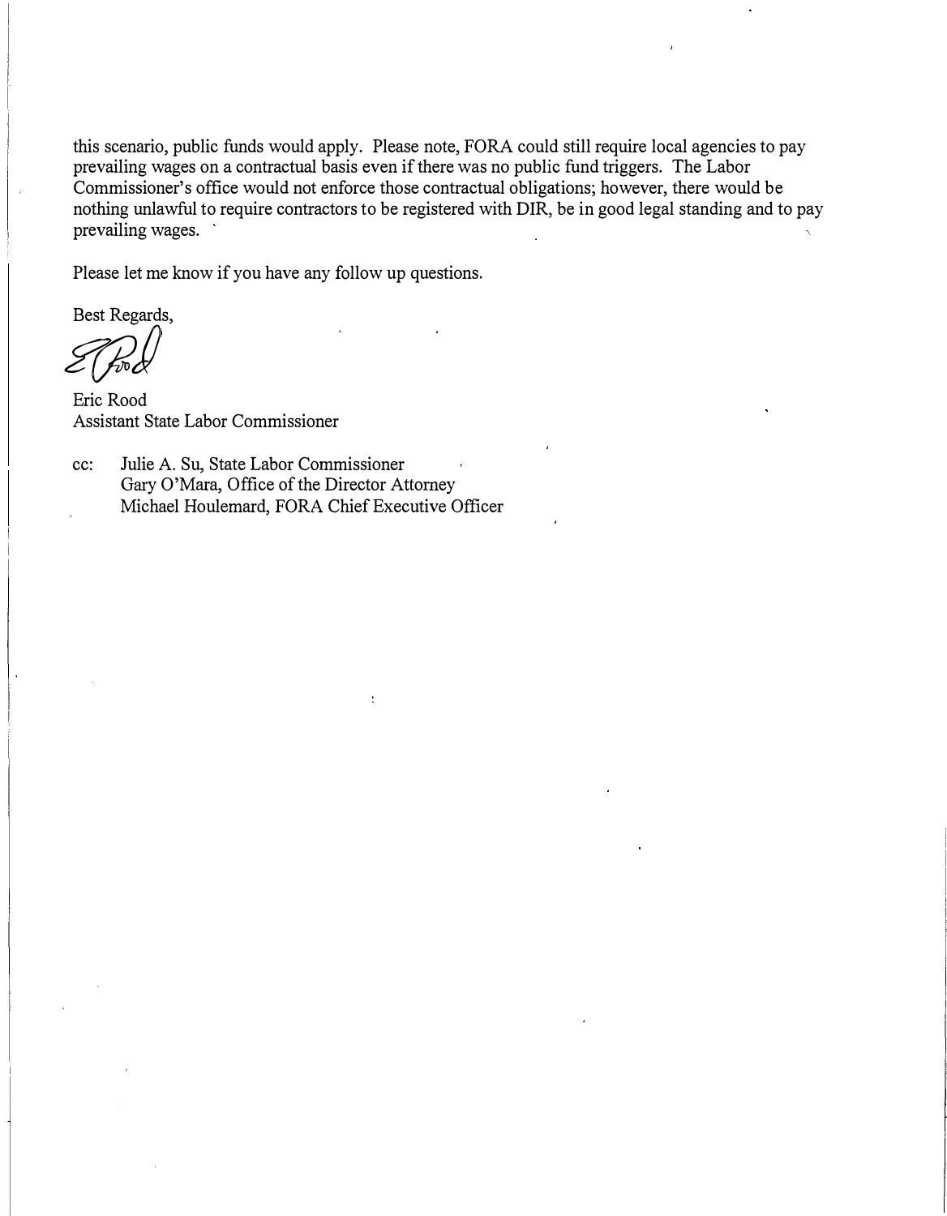this scenario, public funds would apply. Please note, FORA could still require local agencies to pay prevailing wages on a contractual basis even if there was no public fund triggers. The Labor Commissioner's office would not enforce those contractual obligations; however, there would be nothing unlawful to require contractors to be registered with DIR, be in good legal standing and to pay prevailing wages.

Please let me know if you have any follow up questions.

Best Regards,

Eric Rood
Assistant State Labor Commissioner

cc: Julie A. Su, State Labor Commissioner
Gary O'Mara, Office of the Director Attorney
Michael Houlemard, FORA Chief Executive Officer